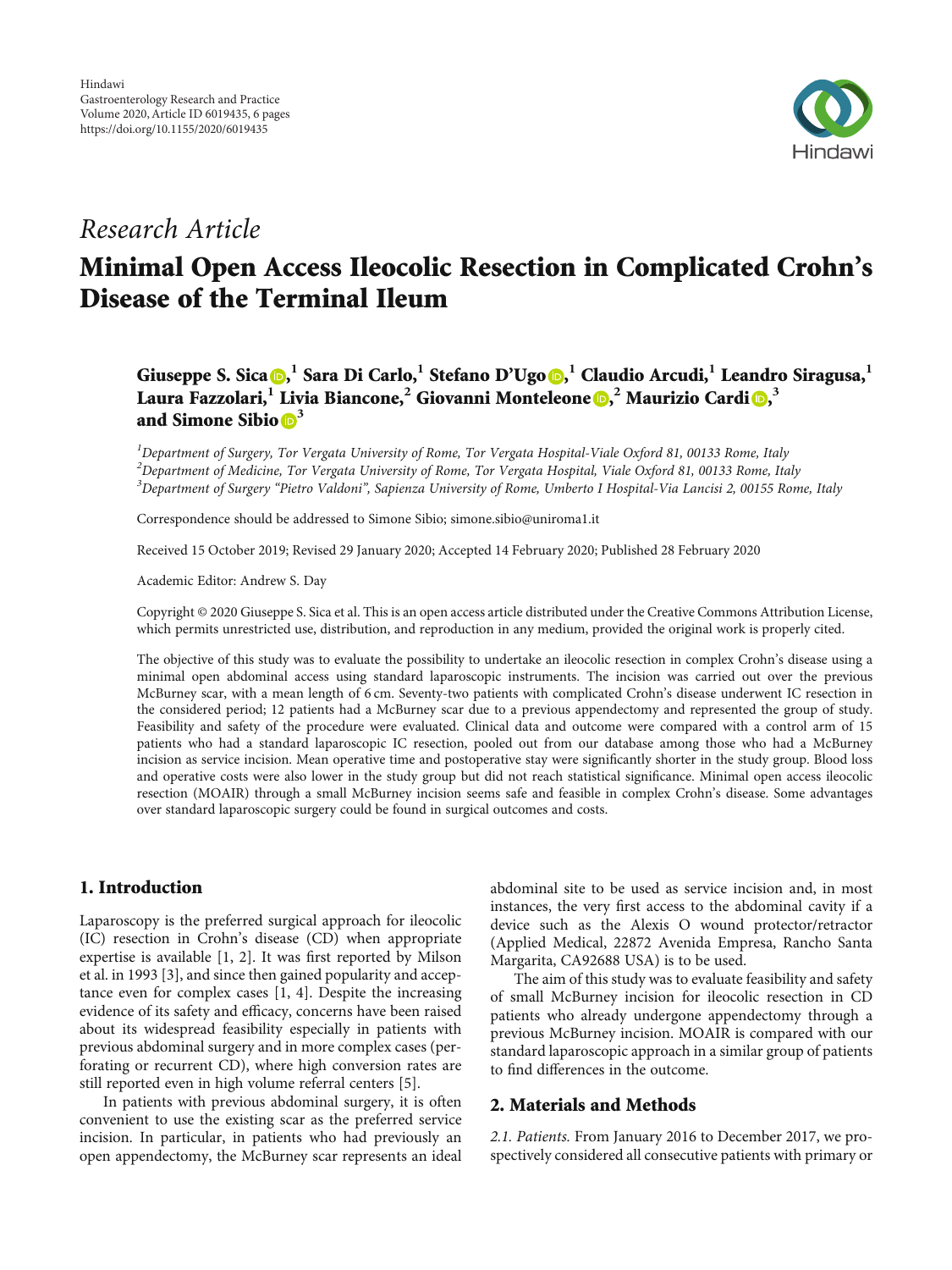Research Article

# Minimal Open Access Ileocolic Resection in Complicated Crohn's Disease of the Terminal Ileum

**Giuseppe S. Sica,[1] Sara Di Carlo,[1] Stefano D'Ugo,[1] Claudio Arcudi,[1] Leandro Siragusa,[1] Laura Fazzolari,[1] Livia Biancone,[2] Giovanni Monteleone,[2] Maurizio Cardi,[3] and Simone Sibio[3]**

[1]*Department of Surgery, Tor Vergata University of Rome, Tor Vergata Hospital-Viale Oxford 81, 00133 Rome, Italy*
[2]*Department of Medicine, Tor Vergata University of Rome, Tor Vergata Hospital, Viale Oxford 81, 00133 Rome, Italy*
[3]*Department of Surgery "Pietro Valdoni", Sapienza University of Rome, Umberto I Hospital-Via Lancisi 2, 00155 Rome, Italy*

Correspondence should be addressed to Simone Sibio; simone.sibio@uniroma1.it

Received 15 October 2019; Revised 29 January 2020; Accepted 14 February 2020; Published 28 February 2020

Academic Editor: Andrew S. Day

Copyright © 2020 Giuseppe S. Sica et al. This is an open access article distributed under the Creative Commons Attribution License, which permits unrestricted use, distribution, and reproduction in any medium, provided the original work is properly cited.

The objective of this study was to evaluate the possibility to undertake an ileocolic resection in complex Crohn's disease using a minimal open abdominal access using standard laparoscopic instruments. The incision was carried out over the previous McBurney scar, with a mean length of 6 cm. Seventy-two patients with complicated Crohn's disease underwent IC resection in the considered period; 12 patients had a McBurney scar due to a previous appendectomy and represented the group of study. Feasibility and safety of the procedure were evaluated. Clinical data and outcome were compared with a control arm of 15 patients who had a standard laparoscopic IC resection, pooled out from our database among those who had a McBurney incision as service incision. Mean operative time and postoperative stay were significantly shorter in the study group. Blood loss and operative costs were also lower in the study group but did not reach statistical significance. Minimal open access ileocolic resection (MOAIR) through a small McBurney incision seems safe and feasible in complex Crohn's disease. Some advantages over standard laparoscopic surgery could be found in surgical outcomes and costs.

## 1. Introduction

Laparoscopy is the preferred surgical approach for ileocolic (IC) resection in Crohn's disease (CD) when appropriate expertise is available [1, 2]. It was first reported by Milson et al. in 1993 [3], and since then gained popularity and acceptance even for complex cases [1, 4]. Despite the increasing evidence of its safety and efficacy, concerns have been raised about its widespread feasibility especially in patients with previous abdominal surgery and in more complex cases (perforating or recurrent CD), where high conversion rates are still reported even in high volume referral centers [5].

In patients with previous abdominal surgery, it is often convenient to use the existing scar as the preferred service incision. In particular, in patients who had previously an open appendectomy, the McBurney scar represents an ideal abdominal site to be used as service incision and, in most instances, the very first access to the abdominal cavity if a device such as the Alexis O wound protector/retractor (Applied Medical, 22872 Avenida Empresa, Rancho Santa Margarita, CA92688 USA) is to be used.

The aim of this study was to evaluate feasibility and safety of small McBurney incision for ileocolic resection in CD patients who already undergone appendectomy through a previous McBurney incision. MOAIR is compared with our standard laparoscopic approach in a similar group of patients to find differences in the outcome.

## 2. Materials and Methods

*2.1. Patients.* From January 2016 to December 2017, we prospectively considered all consecutive patients with primary or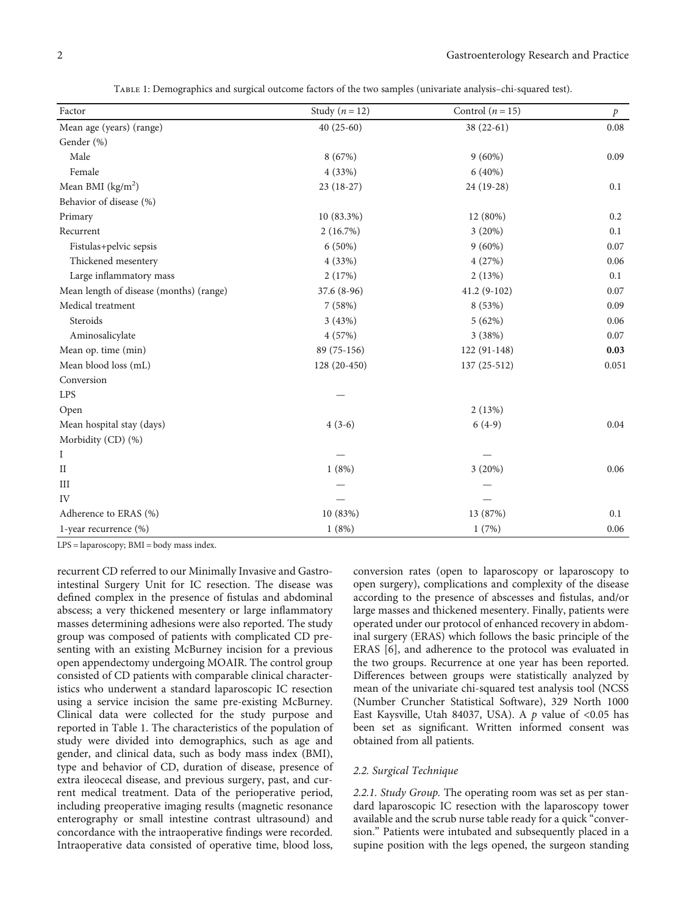Table 1: Demographics and surgical outcome factors of the two samples (univariate analysis–chi-squared test).

| Factor | Study ($n = 12$) | Control ($n = 15$) | $p$ |
|---|---|---|---|
| Mean age (years) (range) | 40 (25-60) | 38 (22-61) | 0.08 |
| Gender (%) | | | |
| Male | 8 (67%) | 9 (60%) | 0.09 |
| Female | 4 (33%) | 6 (40%) | |
| Mean BMI (kg/m$^2$) | 23 (18-27) | 24 (19-28) | 0.1 |
| Behavior of disease (%) | | | |
| Primary | 10 (83.3%) | 12 (80%) | 0.2 |
| Recurrent | 2 (16.7%) | 3 (20%) | 0.1 |
| Fistulas+pelvic sepsis | 6 (50%) | 9 (60%) | 0.07 |
| Thickened mesentery | 4 (33%) | 4 (27%) | 0.06 |
| Large inflammatory mass | 2 (17%) | 2 (13%) | 0.1 |
| Mean length of disease (months) (range) | 37.6 (8-96) | 41.2 (9-102) | 0.07 |
| Medical treatment | 7 (58%) | 8 (53%) | 0.09 |
| Steroids | 3 (43%) | 5 (62%) | 0.06 |
| Aminosalicylate | 4 (57%) | 3 (38%) | 0.07 |
| Mean op. time (min) | 89 (75-156) | 122 (91-148) | **0.03** |
| Mean blood loss (mL) | 128 (20-450) | 137 (25-512) | 0.051 |
| Conversion | | | |
| LPS | — | | |
| Open | | 2 (13%) | |
| Mean hospital stay (days) | 4 (3-6) | 6 (4-9) | 0.04 |
| Morbidity (CD) (%) | | | |
| I | — | — | |
| II | 1 (8%) | 3 (20%) | 0.06 |
| III | — | — | |
| IV | — | — | |
| Adherence to ERAS (%) | 10 (83%) | 13 (87%) | 0.1 |
| 1-year recurrence (%) | 1 (8%) | 1 (7%) | 0.06 |

LPS = laparoscopy; BMI = body mass index.

recurrent CD referred to our Minimally Invasive and Gastrointestinal Surgery Unit for IC resection. The disease was defined complex in the presence of fistulas and abdominal abscess; a very thickened mesentery or large inflammatory masses determining adhesions were also reported. The study group was composed of patients with complicated CD presenting with an existing McBurney incision for a previous open appendectomy undergoing MOAIR. The control group consisted of CD patients with comparable clinical characteristics who underwent a standard laparoscopic IC resection using a service incision the same pre-existing McBurney. Clinical data were collected for the study purpose and reported in Table 1. The characteristics of the population of study were divided into demographics, such as age and gender, and clinical data, such as body mass index (BMI), type and behavior of CD, duration of disease, presence of extra ileocecal disease, and previous surgery, past, and current medical treatment. Data of the perioperative period, including preoperative imaging results (magnetic resonance enterography or small intestine contrast ultrasound) and concordance with the intraoperative findings were recorded. Intraoperative data consisted of operative time, blood loss, conversion rates (open to laparoscopy or laparoscopy to open surgery), complications and complexity of the disease according to the presence of abscesses and fistulas, and/or large masses and thickened mesentery. Finally, patients were operated under our protocol of enhanced recovery in abdominal surgery (ERAS) which follows the basic principle of the ERAS [6], and adherence to the protocol was evaluated in the two groups. Recurrence at one year has been reported. Differences between groups were statistically analyzed by mean of the univariate chi-squared test analysis tool (NCSS (Number Cruncher Statistical Software), 329 North 1000 East Kaysville, Utah 84037, USA). A $p$ value of $<0.05$ has been set as significant. Written informed consent was obtained from all patients.

### 2.2. Surgical Technique

*2.2.1. Study Group.* The operating room was set as per standard laparoscopic IC resection with the laparoscopy tower available and the scrub nurse table ready for a quick "conversion." Patients were intubated and subsequently placed in a supine position with the legs opened, the surgeon standing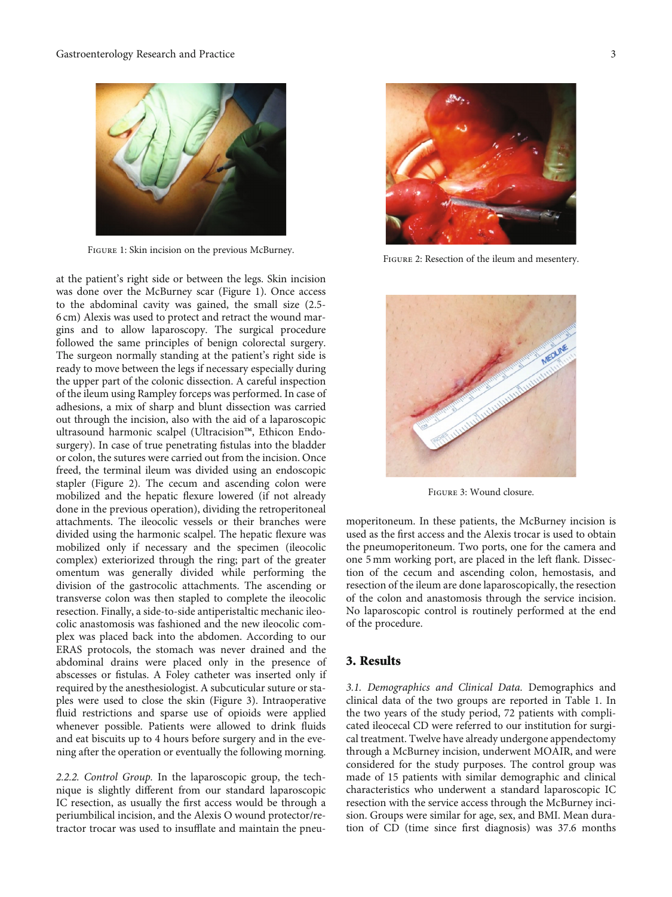Figure 1: Skin incision on the previous McBurney.

Figure 2: Resection of the ileum and mesentery.

at the patient's right side or between the legs. Skin incision was done over the McBurney scar (Figure 1). Once access to the abdominal cavity was gained, the small size (2.5-6 cm) Alexis was used to protect and retract the wound margins and to allow laparoscopy. The surgical procedure followed the same principles of benign colorectal surgery. The surgeon normally standing at the patient's right side is ready to move between the legs if necessary especially during the upper part of the colonic dissection. A careful inspection of the ileum using Rampley forceps was performed. In case of adhesions, a mix of sharp and blunt dissection was carried out through the incision, also with the aid of a laparoscopic ultrasound harmonic scalpel (Ultracision™, Ethicon Endosurgery). In case of true penetrating fistulas into the bladder or colon, the sutures were carried out from the incision. Once freed, the terminal ileum was divided using an endoscopic stapler (Figure 2). The cecum and ascending colon were mobilized and the hepatic flexure lowered (if not already done in the previous operation), dividing the retroperitoneal attachments. The ileocolic vessels or their branches were divided using the harmonic scalpel. The hepatic flexure was mobilized only if necessary and the specimen (ileocolic complex) exteriorized through the ring; part of the greater omentum was generally divided while performing the division of the gastrocolic attachments. The ascending or transverse colon was then stapled to complete the ileocolic resection. Finally, a side-to-side antiperistaltic mechanic ileocolic anastomosis was fashioned and the new ileocolic complex was placed back into the abdomen. According to our ERAS protocols, the stomach was never drained and the abdominal drains were placed only in the presence of abscesses or fistulas. A Foley catheter was inserted only if required by the anesthesiologist. A subcuticular suture or staples were used to close the skin (Figure 3). Intraoperative fluid restrictions and sparse use of opioids were applied whenever possible. Patients were allowed to drink fluids and eat biscuits up to 4 hours before surgery and in the evening after the operation or eventually the following morning.

*2.2.2. Control Group.* In the laparoscopic group, the technique is slightly different from our standard laparoscopic IC resection, as usually the first access would be through a periumbilical incision, and the Alexis O wound protector/retractor trocar was used to insufflate and maintain the pneumoperitoneum. In these patients, the McBurney incision is used as the first access and the Alexis trocar is used to obtain the pneumoperitoneum. Two ports, one for the camera and one 5 mm working port, are placed in the left flank. Dissection of the cecum and ascending colon, hemostasis, and resection of the ileum are done laparoscopically, the resection of the colon and anastomosis through the service incision. No laparoscopic control is routinely performed at the end of the procedure.

Figure 3: Wound closure.

## 3. Results

*3.1. Demographics and Clinical Data.* Demographics and clinical data of the two groups are reported in Table 1. In the two years of the study period, 72 patients with complicated ileocecal CD were referred to our institution for surgical treatment. Twelve have already undergone appendectomy through a McBurney incision, underwent MOAIR, and were considered for the study purposes. The control group was made of 15 patients with similar demographic and clinical characteristics who underwent a standard laparoscopic IC resection with the service access through the McBurney incision. Groups were similar for age, sex, and BMI. Mean duration of CD (time since first diagnosis) was 37.6 months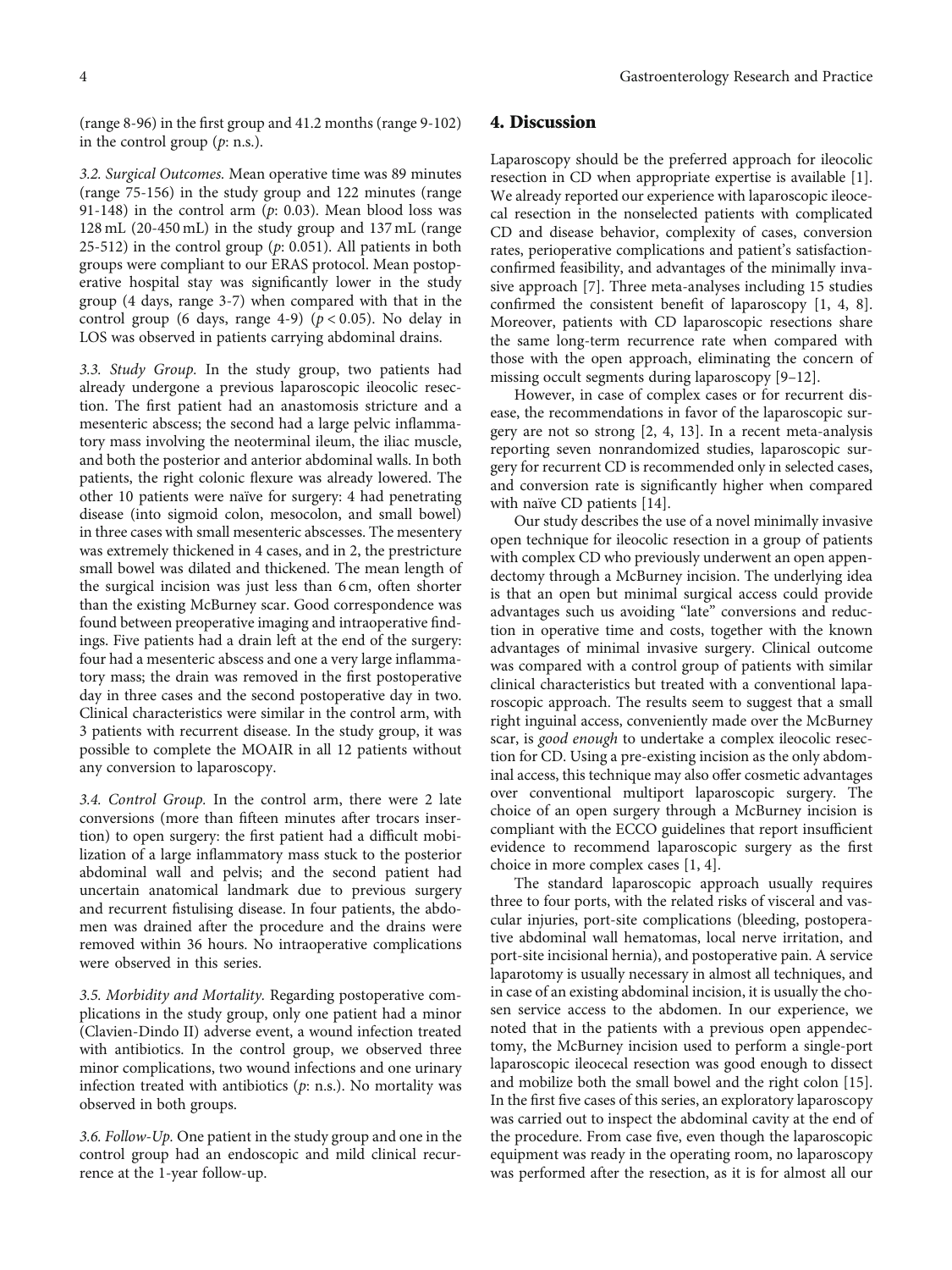(range 8-96) in the first group and 41.2 months (range 9-102) in the control group ($p$: n.s.).

*3.2. Surgical Outcomes.* Mean operative time was 89 minutes (range 75-156) in the study group and 122 minutes (range 91-148) in the control arm ($p$: 0.03). Mean blood loss was 128 mL (20-450 mL) in the study group and 137 mL (range 25-512) in the control group ($p$: 0.051). All patients in both groups were compliant to our ERAS protocol. Mean postoperative hospital stay was significantly lower in the study group (4 days, range 3-7) when compared with that in the control group (6 days, range 4-9) ($p < 0.05$). No delay in LOS was observed in patients carrying abdominal drains.

*3.3. Study Group.* In the study group, two patients had already undergone a previous laparoscopic ileocolic resection. The first patient had an anastomosis stricture and a mesenteric abscess; the second had a large pelvic inflammatory mass involving the neoterminal ileum, the iliac muscle, and both the posterior and anterior abdominal walls. In both patients, the right colonic flexure was already lowered. The other 10 patients were naïve for surgery: 4 had penetrating disease (into sigmoid colon, mesocolon, and small bowel) in three cases with small mesenteric abscesses. The mesentery was extremely thickened in 4 cases, and in 2, the prestricture small bowel was dilated and thickened. The mean length of the surgical incision was just less than 6 cm, often shorter than the existing McBurney scar. Good correspondence was found between preoperative imaging and intraoperative findings. Five patients had a drain left at the end of the surgery: four had a mesenteric abscess and one a very large inflammatory mass; the drain was removed in the first postoperative day in three cases and the second postoperative day in two. Clinical characteristics were similar in the control arm, with 3 patients with recurrent disease. In the study group, it was possible to complete the MOAIR in all 12 patients without any conversion to laparoscopy.

*3.4. Control Group.* In the control arm, there were 2 late conversions (more than fifteen minutes after trocars insertion) to open surgery: the first patient had a difficult mobilization of a large inflammatory mass stuck to the posterior abdominal wall and pelvis; and the second patient had uncertain anatomical landmark due to previous surgery and recurrent fistulising disease. In four patients, the abdomen was drained after the procedure and the drains were removed within 36 hours. No intraoperative complications were observed in this series.

*3.5. Morbidity and Mortality.* Regarding postoperative complications in the study group, only one patient had a minor (Clavien-Dindo II) adverse event, a wound infection treated with antibiotics. In the control group, we observed three minor complications, two wound infections and one urinary infection treated with antibiotics ($p$: n.s.). No mortality was observed in both groups.

*3.6. Follow-Up.* One patient in the study group and one in the control group had an endoscopic and mild clinical recurrence at the 1-year follow-up.

## 4. Discussion

Laparoscopy should be the preferred approach for ileocolic resection in CD when appropriate expertise is available [1]. We already reported our experience with laparoscopic ileocecal resection in the nonselected patients with complicated CD and disease behavior, complexity of cases, conversion rates, perioperative complications and patient's satisfaction-confirmed feasibility, and advantages of the minimally invasive approach [7]. Three meta-analyses including 15 studies confirmed the consistent benefit of laparoscopy [1, 4, 8]. Moreover, patients with CD laparoscopic resections share the same long-term recurrence rate when compared with those with the open approach, eliminating the concern of missing occult segments during laparoscopy [9–12].

However, in case of complex cases or for recurrent disease, the recommendations in favor of the laparoscopic surgery are not so strong [2, 4, 13]. In a recent meta-analysis reporting seven nonrandomized studies, laparoscopic surgery for recurrent CD is recommended only in selected cases, and conversion rate is significantly higher when compared with naïve CD patients [14].

Our study describes the use of a novel minimally invasive open technique for ileocolic resection in a group of patients with complex CD who previously underwent an open appendectomy through a McBurney incision. The underlying idea is that an open but minimal surgical access could provide advantages such us avoiding "late" conversions and reduction in operative time and costs, together with the known advantages of minimal invasive surgery. Clinical outcome was compared with a control group of patients with similar clinical characteristics but treated with a conventional laparoscopic approach. The results seem to suggest that a small right inguinal access, conveniently made over the McBurney scar, is *good enough* to undertake a complex ileocolic resection for CD. Using a pre-existing incision as the only abdominal access, this technique may also offer cosmetic advantages over conventional multiport laparoscopic surgery. The choice of an open surgery through a McBurney incision is compliant with the ECCO guidelines that report insufficient evidence to recommend laparoscopic surgery as the first choice in more complex cases [1, 4].

The standard laparoscopic approach usually requires three to four ports, with the related risks of visceral and vascular injuries, port-site complications (bleeding, postoperative abdominal wall hematomas, local nerve irritation, and port-site incisional hernia), and postoperative pain. A service laparotomy is usually necessary in almost all techniques, and in case of an existing abdominal incision, it is usually the chosen service access to the abdomen. In our experience, we noted that in the patients with a previous open appendectomy, the McBurney incision used to perform a single-port laparoscopic ileocecal resection was good enough to dissect and mobilize both the small bowel and the right colon [15]. In the first five cases of this series, an exploratory laparoscopy was carried out to inspect the abdominal cavity at the end of the procedure. From case five, even though the laparoscopic equipment was ready in the operating room, no laparoscopy was performed after the resection, as it is for almost all our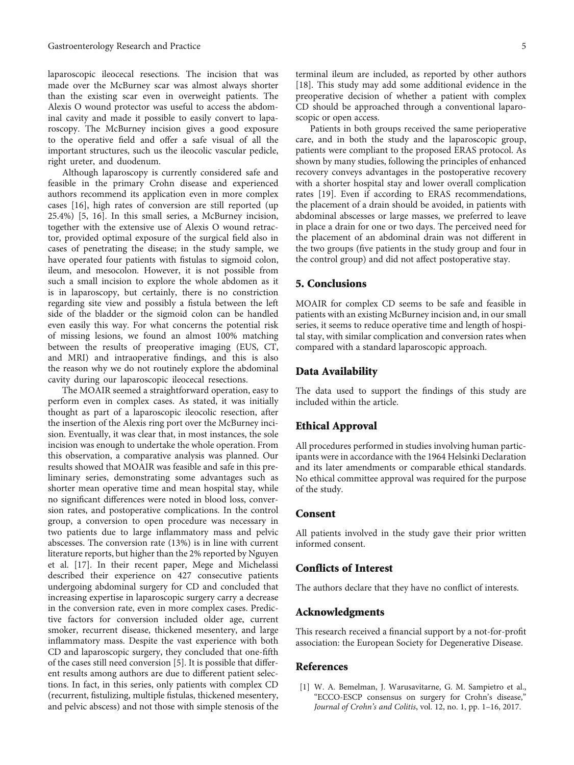laparoscopic ileocecal resections. The incision that was made over the McBurney scar was almost always shorter than the existing scar even in overweight patients. The Alexis O wound protector was useful to access the abdominal cavity and made it possible to easily convert to laparoscopy. The McBurney incision gives a good exposure to the operative field and offer a safe visual of all the important structures, such us the ileocolic vascular pedicle, right ureter, and duodenum.

Although laparoscopy is currently considered safe and feasible in the primary Crohn disease and experienced authors recommend its application even in more complex cases [16], high rates of conversion are still reported (up 25.4%) [5, 16]. In this small series, a McBurney incision, together with the extensive use of Alexis O wound retractor, provided optimal exposure of the surgical field also in cases of penetrating the disease; in the study sample, we have operated four patients with fistulas to sigmoid colon, ileum, and mesocolon. However, it is not possible from such a small incision to explore the whole abdomen as it is in laparoscopy, but certainly, there is no constriction regarding site view and possibly a fistula between the left side of the bladder or the sigmoid colon can be handled even easily this way. For what concerns the potential risk of missing lesions, we found an almost 100% matching between the results of preoperative imaging (EUS, CT, and MRI) and intraoperative findings, and this is also the reason why we do not routinely explore the abdominal cavity during our laparoscopic ileocecal resections.

The MOAIR seemed a straightforward operation, easy to perform even in complex cases. As stated, it was initially thought as part of a laparoscopic ileocolic resection, after the insertion of the Alexis ring port over the McBurney incision. Eventually, it was clear that, in most instances, the sole incision was enough to undertake the whole operation. From this observation, a comparative analysis was planned. Our results showed that MOAIR was feasible and safe in this preliminary series, demonstrating some advantages such as shorter mean operative time and mean hospital stay, while no significant differences were noted in blood loss, conversion rates, and postoperative complications. In the control group, a conversion to open procedure was necessary in two patients due to large inflammatory mass and pelvic abscesses. The conversion rate (13%) is in line with current literature reports, but higher than the 2% reported by Nguyen et al. [17]. In their recent paper, Mege and Michelassi described their experience on 427 consecutive patients undergoing abdominal surgery for CD and concluded that increasing expertise in laparoscopic surgery carry a decrease in the conversion rate, even in more complex cases. Predictive factors for conversion included older age, current smoker, recurrent disease, thickened mesentery, and large inflammatory mass. Despite the vast experience with both CD and laparoscopic surgery, they concluded that one-fifth of the cases still need conversion [5]. It is possible that different results among authors are due to different patient selections. In fact, in this series, only patients with complex CD (recurrent, fistulizing, multiple fistulas, thickened mesentery, and pelvic abscess) and not those with simple stenosis of the terminal ileum are included, as reported by other authors [18]. This study may add some additional evidence in the preoperative decision of whether a patient with complex CD should be approached through a conventional laparoscopic or open access.

Patients in both groups received the same perioperative care, and in both the study and the laparoscopic group, patients were compliant to the proposed ERAS protocol. As shown by many studies, following the principles of enhanced recovery conveys advantages in the postoperative recovery with a shorter hospital stay and lower overall complication rates [19]. Even if according to ERAS recommendations, the placement of a drain should be avoided, in patients with abdominal abscesses or large masses, we preferred to leave in place a drain for one or two days. The perceived need for the placement of an abdominal drain was not different in the two groups (five patients in the study group and four in the control group) and did not affect postoperative stay.

## 5. Conclusions

MOAIR for complex CD seems to be safe and feasible in patients with an existing McBurney incision and, in our small series, it seems to reduce operative time and length of hospital stay, with similar complication and conversion rates when compared with a standard laparoscopic approach.

## Data Availability

The data used to support the findings of this study are included within the article.

## Ethical Approval

All procedures performed in studies involving human participants were in accordance with the 1964 Helsinki Declaration and its later amendments or comparable ethical standards. No ethical committee approval was required for the purpose of the study.

## Consent

All patients involved in the study gave their prior written informed consent.

## Conflicts of Interest

The authors declare that they have no conflict of interests.

## Acknowledgments

This research received a financial support by a not-for-profit association: the European Society for Degenerative Disease.

## References

[1] W. A. Bemelman, J. Warusavitarne, G. M. Sampietro et al., "ECCO-ESCP consensus on surgery for Crohn's disease," *Journal of Crohn's and Colitis*, vol. 12, no. 1, pp. 1–16, 2017.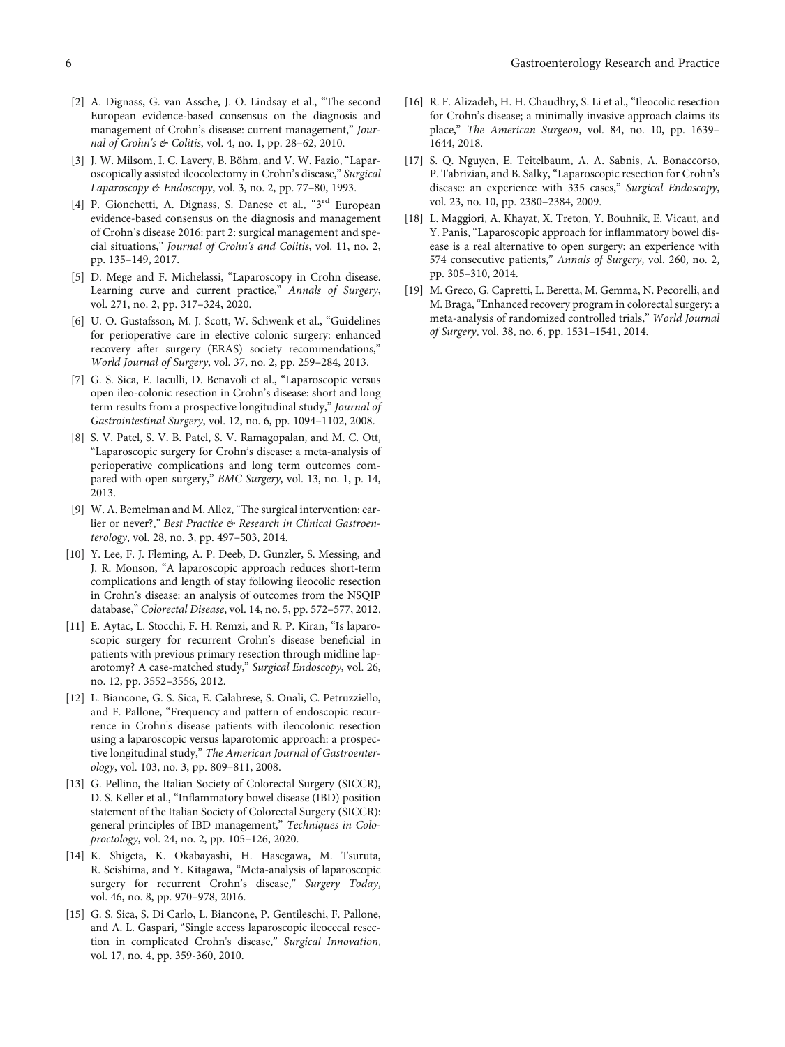[2] A. Dignass, G. van Assche, J. O. Lindsay et al., "The second European evidence-based consensus on the diagnosis and management of Crohn's disease: current management," *Journal of Crohn's & Colitis*, vol. 4, no. 1, pp. 28–62, 2010.

[3] J. W. Milsom, I. C. Lavery, B. Böhm, and V. W. Fazio, "Laparoscopically assisted ileocolectomy in Crohn's disease," *Surgical Laparoscopy & Endoscopy*, vol. 3, no. 2, pp. 77–80, 1993.

[4] P. Gionchetti, A. Dignass, S. Danese et al., "3rd European evidence-based consensus on the diagnosis and management of Crohn's disease 2016: part 2: surgical management and special situations," *Journal of Crohn's and Colitis*, vol. 11, no. 2, pp. 135–149, 2017.

[5] D. Mege and F. Michelassi, "Laparoscopy in Crohn disease. Learning curve and current practice," *Annals of Surgery*, vol. 271, no. 2, pp. 317–324, 2020.

[6] U. O. Gustafsson, M. J. Scott, W. Schwenk et al., "Guidelines for perioperative care in elective colonic surgery: enhanced recovery after surgery (ERAS) society recommendations," *World Journal of Surgery*, vol. 37, no. 2, pp. 259–284, 2013.

[7] G. S. Sica, E. Iaculli, D. Benavoli et al., "Laparoscopic versus open ileo-colonic resection in Crohn's disease: short and long term results from a prospective longitudinal study," *Journal of Gastrointestinal Surgery*, vol. 12, no. 6, pp. 1094–1102, 2008.

[8] S. V. Patel, S. V. B. Patel, S. V. Ramagopalan, and M. C. Ott, "Laparoscopic surgery for Crohn's disease: a meta-analysis of perioperative complications and long term outcomes compared with open surgery," *BMC Surgery*, vol. 13, no. 1, p. 14, 2013.

[9] W. A. Bemelman and M. Allez, "The surgical intervention: earlier or never?," *Best Practice & Research in Clinical Gastroenterology*, vol. 28, no. 3, pp. 497–503, 2014.

[10] Y. Lee, F. J. Fleming, A. P. Deeb, D. Gunzler, S. Messing, and J. R. Monson, "A laparoscopic approach reduces short-term complications and length of stay following ileocolic resection in Crohn's disease: an analysis of outcomes from the NSQIP database," *Colorectal Disease*, vol. 14, no. 5, pp. 572–577, 2012.

[11] E. Aytac, L. Stocchi, F. H. Remzi, and R. P. Kiran, "Is laparoscopic surgery for recurrent Crohn's disease beneficial in patients with previous primary resection through midline laparotomy? A case-matched study," *Surgical Endoscopy*, vol. 26, no. 12, pp. 3552–3556, 2012.

[12] L. Biancone, G. S. Sica, E. Calabrese, S. Onali, C. Petruzziello, and F. Pallone, "Frequency and pattern of endoscopic recurrence in Crohn's disease patients with ileocolonic resection using a laparoscopic versus laparotomic approach: a prospective longitudinal study," *The American Journal of Gastroenterology*, vol. 103, no. 3, pp. 809–811, 2008.

[13] G. Pellino, the Italian Society of Colorectal Surgery (SICCR), D. S. Keller et al., "Inflammatory bowel disease (IBD) position statement of the Italian Society of Colorectal Surgery (SICCR): general principles of IBD management," *Techniques in Coloproctology*, vol. 24, no. 2, pp. 105–126, 2020.

[14] K. Shigeta, K. Okabayashi, H. Hasegawa, M. Tsuruta, R. Seishima, and Y. Kitagawa, "Meta-analysis of laparoscopic surgery for recurrent Crohn's disease," *Surgery Today*, vol. 46, no. 8, pp. 970–978, 2016.

[15] G. S. Sica, S. Di Carlo, L. Biancone, P. Gentileschi, F. Pallone, and A. L. Gaspari, "Single access laparoscopic ileocecal resection in complicated Crohn's disease," *Surgical Innovation*, vol. 17, no. 4, pp. 359-360, 2010.

[16] R. F. Alizadeh, H. H. Chaudhry, S. Li et al., "Ileocolic resection for Crohn's disease; a minimally invasive approach claims its place," *The American Surgeon*, vol. 84, no. 10, pp. 1639–1644, 2018.

[17] S. Q. Nguyen, E. Teitelbaum, A. A. Sabnis, A. Bonaccorso, P. Tabrizian, and B. Salky, "Laparoscopic resection for Crohn's disease: an experience with 335 cases," *Surgical Endoscopy*, vol. 23, no. 10, pp. 2380–2384, 2009.

[18] L. Maggiori, A. Khayat, X. Treton, Y. Bouhnik, E. Vicaut, and Y. Panis, "Laparoscopic approach for inflammatory bowel disease is a real alternative to open surgery: an experience with 574 consecutive patients," *Annals of Surgery*, vol. 260, no. 2, pp. 305–310, 2014.

[19] M. Greco, G. Capretti, L. Beretta, M. Gemma, N. Pecorelli, and M. Braga, "Enhanced recovery program in colorectal surgery: a meta-analysis of randomized controlled trials," *World Journal of Surgery*, vol. 38, no. 6, pp. 1531–1541, 2014.